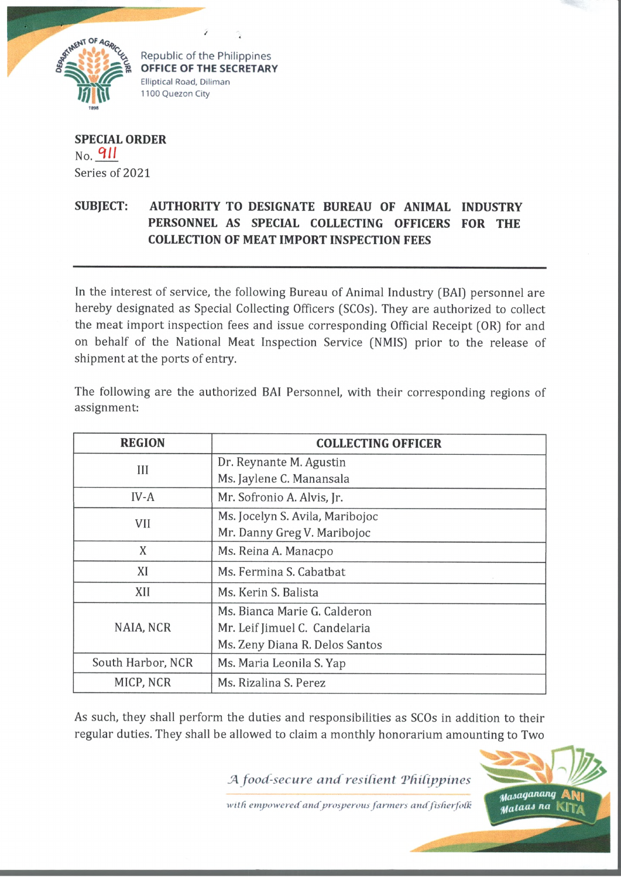Republic of the Philippines
**OFFICE OF THE SECRETARY**
Elliptical Road, Diliman
1100 Quezon City

**SPECIAL ORDER**
No. 911
Series of 2021

**SUBJECT: AUTHORITY TO DESIGNATE BUREAU OF ANIMAL INDUSTRY PERSONNEL AS SPECIAL COLLECTING OFFICERS FOR THE COLLECTION OF MEAT IMPORT INSPECTION FEES**

---

In the interest of service, the following Bureau of Animal Industry (BAI) personnel are hereby designated as Special Collecting Officers (SCOs). They are authorized to collect the meat import inspection fees and issue corresponding Official Receipt (OR) for and on behalf of the National Meat Inspection Service (NMIS) prior to the release of shipment at the ports of entry.

The following are the authorized BAI Personnel, with their corresponding regions of assignment:

| REGION | COLLECTING OFFICER |
|---|---|
| III | Dr. Reynante M. Agustin<br>Ms. Jaylene C. Manansala |
| IV-A | Mr. Sofronio A. Alvis, Jr. |
| VII | Ms. Jocelyn S. Avila, Maribojoc<br>Mr. Danny Greg V. Maribojoc |
| X | Ms. Reina A. Manacpo |
| XI | Ms. Fermina S. Cabatbat |
| XII | Ms. Kerin S. Balista |
| NAIA, NCR | Ms. Bianca Marie G. Calderon<br>Mr. Leif Jimuel C. Candelaria<br>Ms. Zeny Diana R. Delos Santos |
| South Harbor, NCR | Ms. Maria Leonila S. Yap |
| MICP, NCR | Ms. Rizalina S. Perez |

As such, they shall perform the duties and responsibilities as SCOs in addition to their regular duties. They shall be allowed to claim a monthly honorarium amounting to Two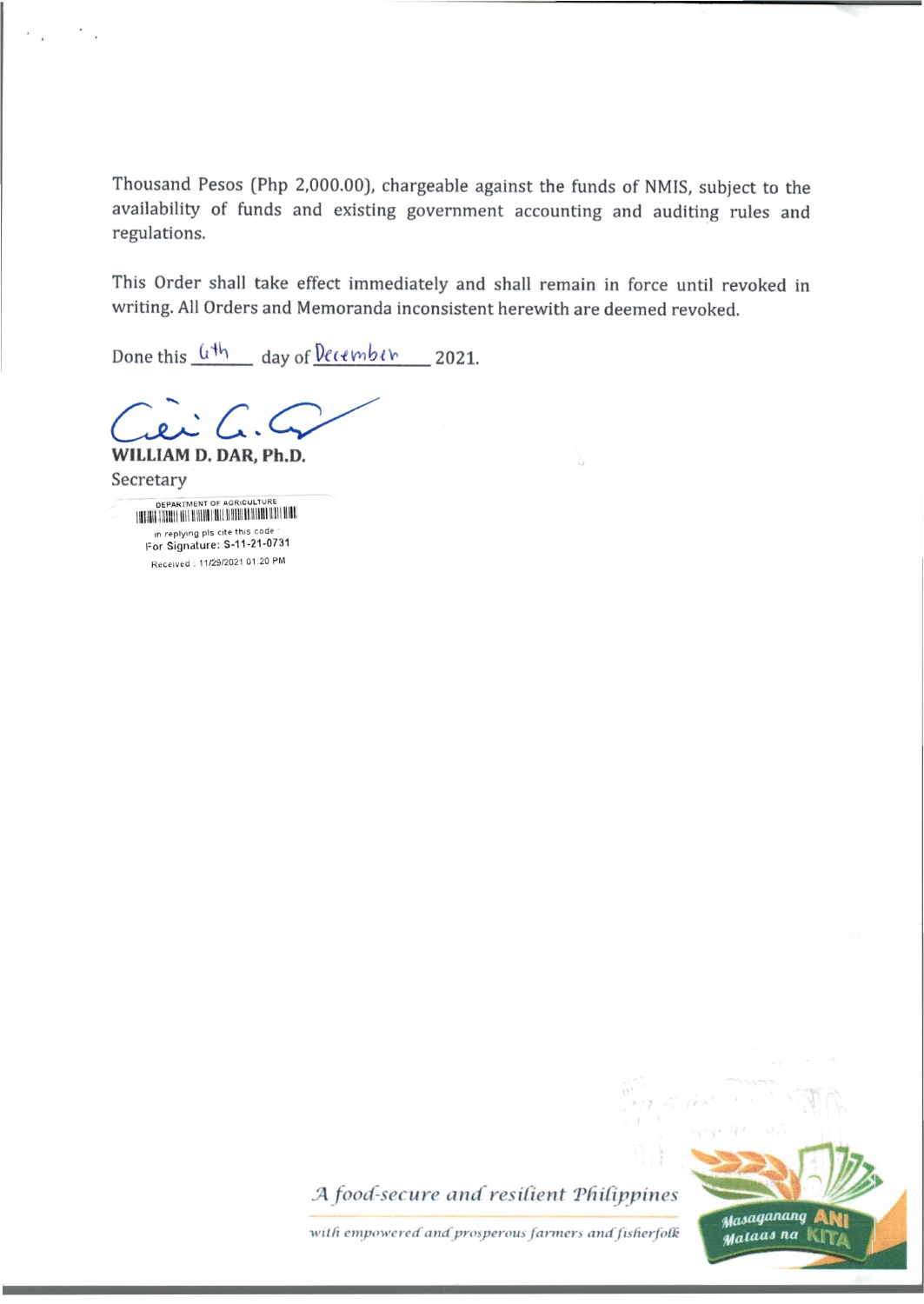Thousand Pesos (Php 2,000.00), chargeable against the funds of NMIS, subject to the availability of funds and existing government accounting and auditing rules and regulations.

This Order shall take effect immediately and shall remain in force until revoked in writing. All Orders and Memoranda inconsistent herewith are deemed revoked.

Done this 6th day of December 2021.

**WILLIAM D. DAR, Ph.D.**
Secretary

DEPARTMENT OF AGRICULTURE
in replying pls cite this code :
For Signature: S-11-21-0731
Received : 11/29/2021 01:20 PM

*A food-secure and resilient Philippines*
*with empowered and prosperous farmers and fisherfolk*

Masaganang ANI Mataas na KITA